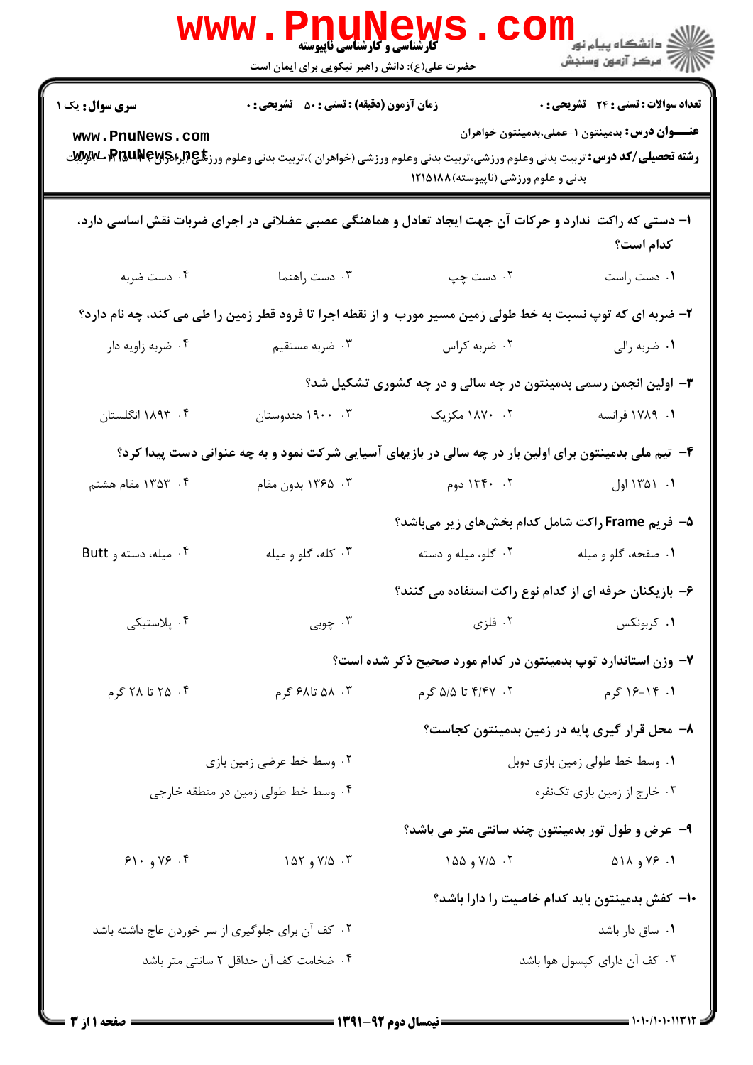کارشناسی و کارشناسی ناپیوسته

حضرت علی(ع): دانش راهبر نیکویی برای ایمان است

دانشگاه پیام نور
مرکز آزمون وسنجش

**سری سوال:** یک ۱

**زمان آزمون (دقیقه) : تستی : ۵۰ تشریحی : ۰**

**تعداد سوالات : تستی : ۲۴ تشریحی : ۰**

**عنـــوان درس:** بدمینتون ۱-عملی،بدمینتون خواهران

**رشته تحصیلی/کد درس:** تربیت بدنی وعلوم ورزشی،تربیت بدنی وعلوم ورزشی (خواهران )،تربیت بدنی وعلوم ورزشی (برادران) ۱۲۱۵۱۳۰ - ،تربیت بدنی و علوم ورزشی (ناپیوسته)۱۲۱۵۱۸۸

**۱- دستی که راکت ندارد و حرکات آن جهت ایجاد تعادل و هماهنگی عصبی عضلانی در اجرای ضربات نقش اساسی دارد، کدام است؟**

۱. دست راست
۲. دست چپ
۳. دست راهنما
۴. دست ضربه

**۲- ضربه ای که توپ نسبت به خط طولی زمین مسیر مورب و از نقطه اجرا تا فرود قطر زمین را طی می کند، چه نام دارد؟**

۱. ضربه رالی
۲. ضربه کراس
۳. ضربه مستقیم
۴. ضربه زاویه دار

**۳- اولین انجمن رسمی بدمینتون در چه سالی و در چه کشوری تشکیل شد؟**

۱. ۱۷۸۹ فرانسه
۲. ۱۸۷۰ مکزیک
۳. ۱۹۰۰ هندوستان
۴. ۱۸۹۳ انگلستان

**۴- تیم ملی بدمینتون برای اولین بار در چه سالی در بازیهای آسیایی شرکت نمود و به چه عنوانی دست پیدا کرد؟**

۱. ۱۳۵۱ اول
۲. ۱۳۴۰ دوم
۳. ۱۳۶۵ بدون مقام
۴. ۱۳۵۳ مقام هشتم

**۵- فریم Frame راکت شامل کدام بخش‌های زیر می‌باشد؟**

۱. صفحه، گلو و میله
۲. گلو، میله و دسته
۳. کله، گلو و میله
۴. میله، دسته و Butt

**۶- بازیکنان حرفه ای از کدام نوع راکت استفاده می کنند؟**

۱. کربونکس
۲. فلزی
۳. چوبی
۴. پلاستیکی

**۷- وزن استاندارد توپ بدمینتون در کدام مورد صحیح ذکر شده است؟**

۱. ۱۴-۱۶ گرم
۲. ۴/۴۷ تا ۵/۵ گرم
۳. ۵۸ تا۶۸ گرم
۴. ۲۵ تا ۲۸ گرم

**۸- محل قرار گیری پایه در زمین بدمینتون کجاست؟**

۱. وسط خط طولی زمین بازی دوبل
۲. وسط خط عرضی زمین بازی
۳. خارج از زمین بازی تک‌نفره
۴. وسط خط طولی زمین در منطقه خارجی

**۹- عرض و طول تور بدمینتون چند سانتی متر می باشد؟**

۱. ۷۶ و ۵۱۸
۲. ۷/۵ و ۱۵۵
۳. ۷/۵ و ۱۵۲
۴. ۷۶ و ۶۱۰

**۱۰- کفش بدمینتون باید کدام خاصیت را دارا باشد؟**

۱. ساق دار باشد
۲. کف آن برای جلوگیری از سر خوردن عاج داشته باشد
۳. کف آن دارای کپسول هوا باشد
۴. ضخامت کف آن حداقل ۲ سانتی متر باشد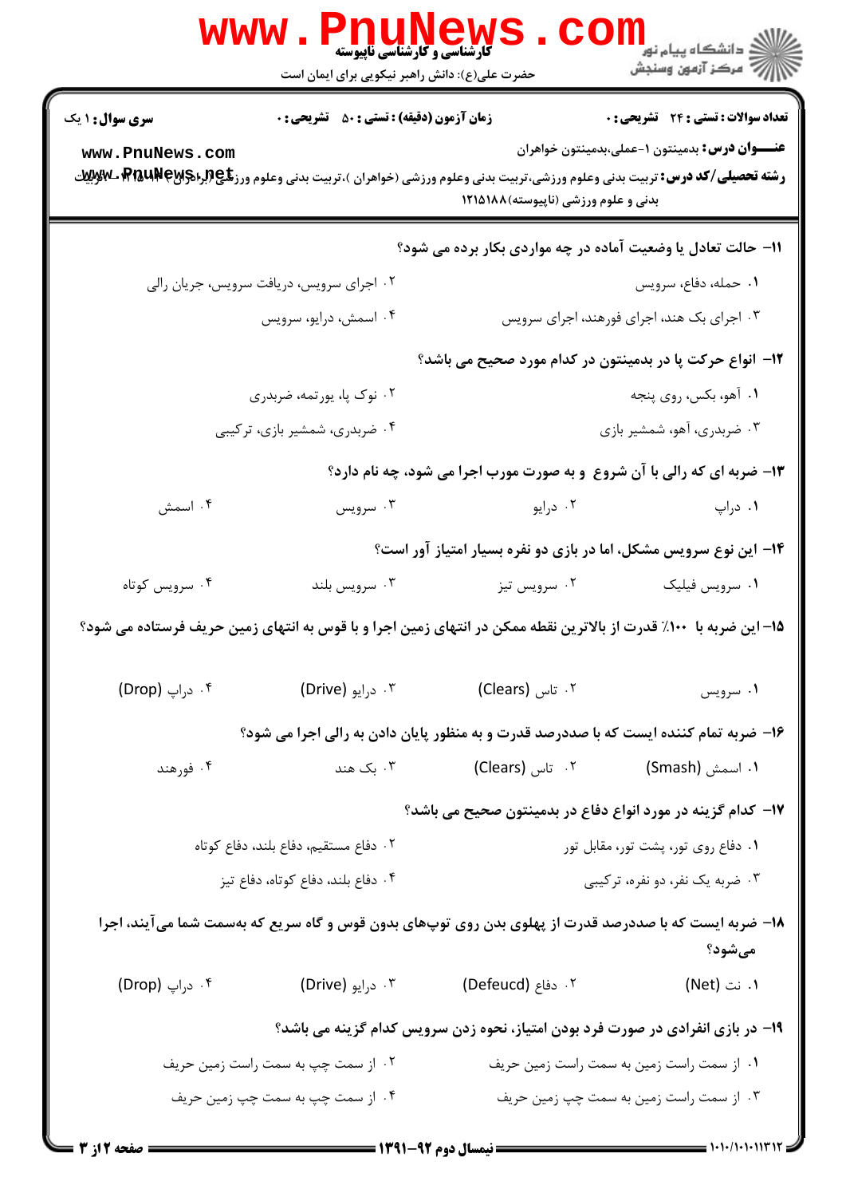**سری سوال:** ۱ یک | **زمان آزمون (دقیقه) : تستی :** ۵۰ **تشریحی :** ۰ | **تعداد سوالات : تستی :** ۲۴ **تشریحی :** ۰

**عنـــوان درس:** بدمینتون ۱-عملی،بدمینتون خواهران

**رشته تحصیلی/کد درس:** تربیت بدنی وعلوم ورزشی،تربیت بدنی وعلوم ورزشی (خواهران )،تربیت بدنی وعلوم ورزشی (برادران) ۱۲۱۵۱۱۳ - ،تربیت بدنی و علوم ورزشی (ناپیوسته)۱۲۱۵۱۸۸

۱۱- حالت تعادل یا وضعیت آماده در چه مواردی بکار برده می شود؟

۱. حمله، دفاع، سرویس
۲. اجرای سرویس، دریافت سرویس، جریان رالی
۳. اجرای بک هند، اجرای فورهند، اجرای سرویس
۴. اسمش، درایو، سرویس

۱۲- انواع حرکت پا در بدمینتون در کدام مورد صحیح می باشد؟

۱. آهو، بکس، روی پنجه
۲. نوک پا، پورتمه، ضربدری
۳. ضربدری، آهو، شمشیر بازی
۴. ضربدری، شمشیر بازی، ترکیبی

۱۳- ضربه ای که رالی با آن شروع و به صورت مورب اجرا می شود، چه نام دارد؟

۱. دراپ
۲. درایو
۳. سرویس
۴. اسمش

۱۴- این نوع سرویس مشکل، اما در بازی دو نفره بسیار امتیاز آور است؟

۱. سرویس فیلیک
۲. سرویس تیز
۳. سرویس بلند
۴. سرویس کوتاه

۱۵- این ضربه با ۱۰۰٪ قدرت از بالاترین نقطه ممکن در انتهای زمین اجرا و با قوس به انتهای زمین حریف فرستاده می شود؟

۱. سرویس
۲. تاس (Clears)
۳. درایو (Drive)
۴. دراپ (Drop)

۱۶- ضربه تمام کننده ایست که با صددرصد قدرت و به منظور پایان دادن به رالی اجرا می شود؟

۱. اسمش (Smash)
۲. تاس (Clears)
۳. بک هند
۴. فورهند

۱۷- کدام گزینه در مورد انواع دفاع در بدمینتون صحیح می باشد؟

۱. دفاع روی تور، پشت تور، مقابل تور
۲. دفاع مستقیم، دفاع بلند، دفاع کوتاه
۳. ضربه یک نفر، دو نفره، ترکیبی
۴. دفاع بلند، دفاع کوتاه، دفاع تیز

۱۸- ضربه ایست که با صددرصد قدرت از پهلوی بدن روی توپهای بدون قوس و گاه سریع که به‌سمت شما می‌آیند، اجرا می‌شود؟

۱. نت (Net)
۲. دفاع (Defeucd)
۳. درایو (Drive)
۴. دراپ (Drop)

۱۹- در بازی انفرادی در صورت فرد بودن امتیاز، نحوه زدن سرویس کدام گزینه می باشد؟

۱. از سمت راست زمین به سمت راست زمین حریف
۲. از سمت چپ به سمت راست زمین حریف
۳. از سمت راست زمین به سمت چپ زمین حریف
۴. از سمت چپ به سمت چپ زمین حریف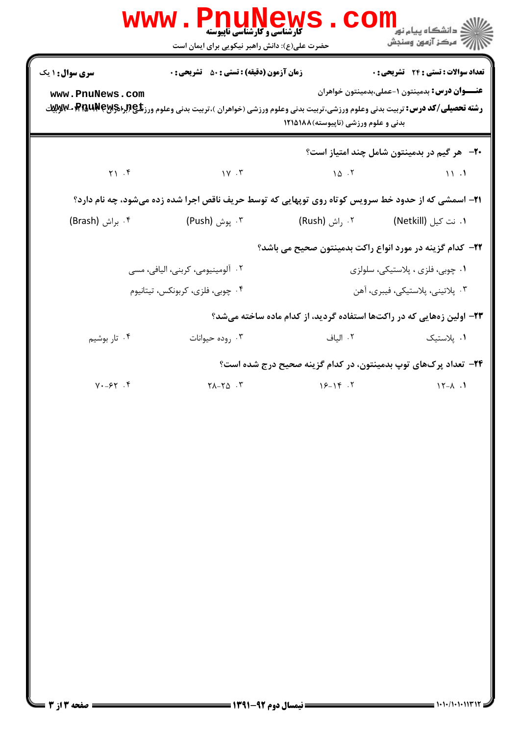**سری سوال:** ۱ یک

**زمان آزمون (دقیقه) : تستی :** ۵۰ **تشریحی :** ۰

**تعداد سوالات : تستی :** ۲۴ **تشریحی :** ۰

**عنـــوان درس:** بدمینتون ۱-عملی،بدمینتون خواهران

**رشته تحصیلی/کد درس:** تربیت بدنی وعلوم ورزشی،تربیت بدنی وعلوم ورزشی (خواهران )،تربیت بدنی وعلوم ورزشی (برادران) ۱۲۱۵۰۴۳ - ،تربیت بدنی و علوم ورزشی (ناپیوسته)۱۲۱۵۱۸۸

**۲۰- هر گیم در بدمینتون شامل چند امتیاز است؟**

۱. ۱۱

۲. ۱۵

۳. ۱۷

۴. ۲۱

**۲۱- اسمشی که از حدود خط سرویس کوتاه روی توپهایی که توسط حریف ناقص اجرا شده زده می‌شود، چه نام دارد؟**

۱. نت کیل (Netkill)

۲. راش (Rush)

۳. پوش (Push)

۴. براش (Brash)

**۲۲- کدام گزینه در مورد انواع راکت بدمینتون صحیح می باشد؟**

۱. چوبی، فلزی ، پلاستیکی، سلولزی

۲. آلومینیومی، کربنی، الیافی، مسی

۳. پلاتینی، پلاستیکی، فیبری، آهن

۴. چوبی، فلزی، کربونکس، تیتانیوم

**۲۳- اولین زه‌هایی که در راکت‌ها استفاده گردید، از کدام ماده ساخته می‌شد؟**

۱. پلاستیک

۲. الیاف

۳. روده حیوانات

۴. تار بوشیم

**۲۴- تعداد پرک‌های توپ بدمینتون، در کدام گزینه صحیح درج شده است؟**

۱. ۱۲-۸

۲. ۱۶-۱۴

۳. ۲۸-۲۵

۴. ۷۰-۶۲